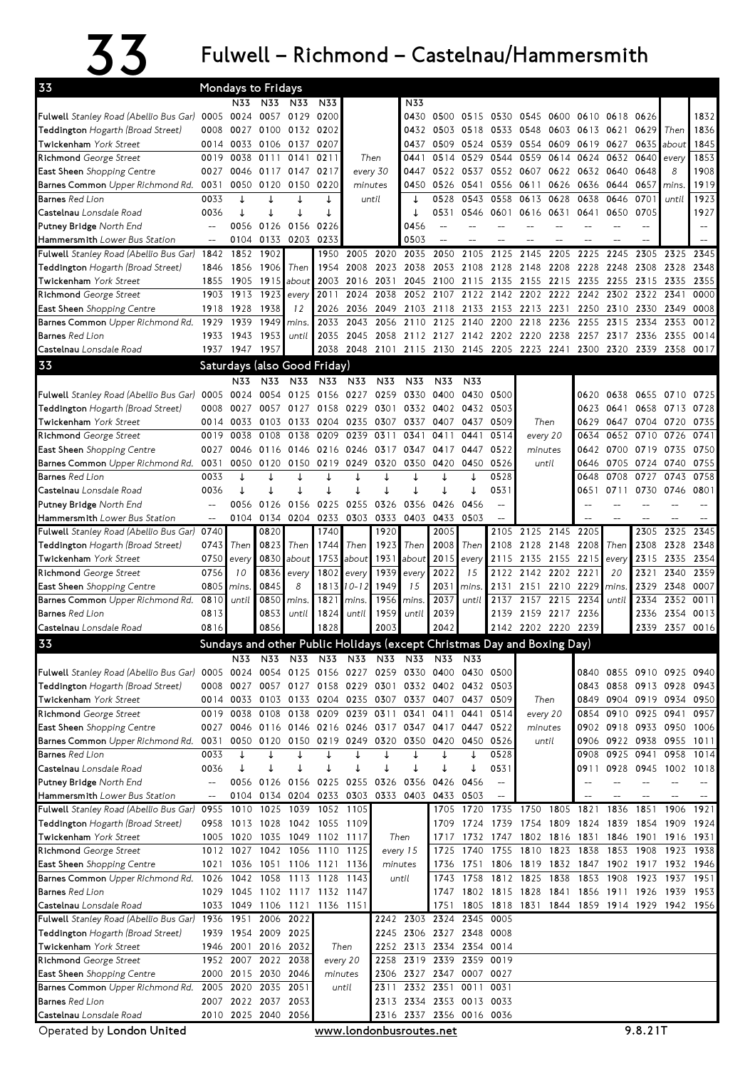# 33 Fulwell – Richmond – Castelnau/Hammersmith

## Mondays to Fridays

| Stop | | N33 | N33 | N33 | N33 | | N33 | | | | | | | | | | |
|---|---|---|---|---|---|---|---|---|---|---|---|---|---|---|---|---|---|
| **Fulwell** Stanley Road (Abellio Bus Gar) | 0005 | 0024 | 0057 | 0129 | 0200 | Then every 30 minutes until | 0430 | 0500 | 0515 | 0530 | 0545 | 0600 | 0610 | 0618 | 0626 | Then about every 8 mins. until | 1832 |
| **Teddington** Hogarth (Broad Street) | 0008 | 0027 | 0100 | 0132 | 0202 | | 0432 | 0503 | 0518 | 0533 | 0548 | 0603 | 0613 | 0621 | 0629 | | 1836 |
| **Twickenham** York Street | 0014 | 0033 | 0106 | 0137 | 0207 | | 0437 | 0509 | 0524 | 0539 | 0554 | 0609 | 0619 | 0627 | 0635 | | 1845 |
| **Richmond** George Street | 0019 | 0038 | 0111 | 0141 | 0211 | | 0441 | 0514 | 0529 | 0544 | 0559 | 0614 | 0624 | 0632 | 0640 | | 1853 |
| **East Sheen** Shopping Centre | 0027 | 0046 | 0117 | 0147 | 0217 | | 0447 | 0522 | 0537 | 0552 | 0607 | 0622 | 0632 | 0640 | 0648 | | 1908 |
| **Barnes Common** Upper Richmond Rd. | 0031 | 0050 | 0120 | 0150 | 0220 | | 0450 | 0526 | 0541 | 0556 | 0611 | 0626 | 0636 | 0644 | 0657 | | 1919 |
| **Barnes** Red Lion | 0033 | ↓ | ↓ | ↓ | ↓ | | ↓ | 0528 | 0543 | 0558 | 0613 | 0628 | 0638 | 0646 | 0701 | | 1923 |
| **Castelnau** Lonsdale Road | 0036 | ↓ | ↓ | ↓ | ↓ | | ↓ | 0531 | 0546 | 0601 | 0616 | 0631 | 0641 | 0650 | 0705 | | 1927 |
| **Putney Bridge** North End | -- | 0056 | 0126 | 0156 | 0226 | | 0456 | -- | -- | -- | -- | -- | -- | -- | -- | | -- |
| **Hammersmith** Lower Bus Station | -- | 0104 | 0133 | 0203 | 0233 | | 0503 | -- | -- | -- | -- | -- | -- | -- | -- | | -- |

| Stop | | | | | | | | | | | | | | | | | | |
|---|---|---|---|---|---|---|---|---|---|---|---|---|---|---|---|---|---|---|
| **Fulwell** Stanley Road (Abellio Bus Gar) | 1842 | 1852 | 1902 | Then about every 12 mins. until | 1950 | 2005 | 2020 | 2035 | 2050 | 2105 | 2125 | 2145 | 2205 | 2225 | 2245 | 2305 | 2325 | 2345 |
| **Teddington** Hogarth (Broad Street) | 1846 | 1856 | 1906 | | 1954 | 2008 | 2023 | 2038 | 2053 | 2108 | 2128 | 2148 | 2208 | 2228 | 2248 | 2308 | 2328 | 2348 |
| **Twickenham** York Street | 1855 | 1905 | 1915 | | 2003 | 2016 | 2031 | 2045 | 2100 | 2115 | 2135 | 2155 | 2215 | 2235 | 2255 | 2315 | 2335 | 2355 |
| **Richmond** George Street | 1903 | 1913 | 1923 | | 2011 | 2024 | 2038 | 2052 | 2107 | 2122 | 2142 | 2202 | 2222 | 2242 | 2302 | 2322 | 2341 | 0000 |
| **East Sheen** Shopping Centre | 1918 | 1928 | 1938 | | 2026 | 2036 | 2049 | 2103 | 2118 | 2133 | 2153 | 2213 | 2231 | 2250 | 2310 | 2330 | 2349 | 0008 |
| **Barnes Common** Upper Richmond Rd. | 1929 | 1939 | 1949 | | 2033 | 2043 | 2056 | 2110 | 2125 | 2140 | 2200 | 2218 | 2236 | 2255 | 2315 | 2334 | 2353 | 0012 |
| **Barnes** Red Lion | 1933 | 1943 | 1953 | | 2035 | 2045 | 2058 | 2112 | 2127 | 2142 | 2202 | 2220 | 2238 | 2257 | 2317 | 2336 | 2355 | 0014 |
| **Castelnau** Lonsdale Road | 1937 | 1947 | 1957 | | 2038 | 2048 | 2101 | 2115 | 2130 | 2145 | 2205 | 2223 | 2241 | 2300 | 2320 | 2339 | 2358 | 0017 |

## Saturdays (also Good Friday)

| Stop | | N33 | N33 | N33 | N33 | N33 | N33 | N33 | N33 | N33 | | | | | | | |
|---|---|---|---|---|---|---|---|---|---|---|---|---|---|---|---|---|---|
| **Fulwell** Stanley Road (Abellio Bus Gar) | 0005 | 0024 | 0054 | 0125 | 0156 | 0227 | 0259 | 0330 | 0400 | 0430 | 0500 | Then every 20 minutes until | 0620 | 0638 | 0655 | 0710 | 0725 |
| **Teddington** Hogarth (Broad Street) | 0008 | 0027 | 0057 | 0127 | 0158 | 0229 | 0301 | 0332 | 0402 | 0432 | 0503 | | 0623 | 0641 | 0658 | 0713 | 0728 |
| **Twickenham** York Street | 0014 | 0033 | 0103 | 0133 | 0204 | 0235 | 0307 | 0337 | 0407 | 0437 | 0509 | | 0629 | 0647 | 0704 | 0720 | 0735 |
| **Richmond** George Street | 0019 | 0038 | 0108 | 0138 | 0209 | 0239 | 0311 | 0341 | 0411 | 0441 | 0514 | | 0634 | 0652 | 0710 | 0726 | 0741 |
| **East Sheen** Shopping Centre | 0027 | 0046 | 0116 | 0146 | 0216 | 0246 | 0317 | 0347 | 0417 | 0447 | 0522 | | 0642 | 0700 | 0719 | 0735 | 0750 |
| **Barnes Common** Upper Richmond Rd. | 0031 | 0050 | 0120 | 0150 | 0219 | 0249 | 0320 | 0350 | 0420 | 0450 | 0526 | | 0646 | 0705 | 0724 | 0740 | 0755 |
| **Barnes** Red Lion | 0033 | ↓ | ↓ | ↓ | ↓ | ↓ | ↓ | ↓ | ↓ | ↓ | 0528 | | 0648 | 0708 | 0727 | 0743 | 0758 |
| **Castelnau** Lonsdale Road | 0036 | ↓ | ↓ | ↓ | ↓ | ↓ | ↓ | ↓ | ↓ | ↓ | 0531 | | 0651 | 0711 | 0730 | 0746 | 0801 |
| **Putney Bridge** North End | -- | 0056 | 0126 | 0156 | 0225 | 0255 | 0326 | 0356 | 0426 | 0456 | -- | | -- | -- | -- | -- | -- |
| **Hammersmith** Lower Bus Station | -- | 0104 | 0134 | 0204 | 0233 | 0303 | 0333 | 0403 | 0433 | 0503 | -- | | -- | -- | -- | -- | -- |

| Stop | | | | | | | | | | | | | | | | | | | |
|---|---|---|---|---|---|---|---|---|---|---|---|---|---|---|---|---|---|---|---|
| **Fulwell** Stanley Road (Abellio Bus Gar) | 0740 | Then every 10 mins. until | 0820 | Then about every 8 mins. until | 1740 | Then every 10-12 mins. until | 1920 | Then about every 15 mins. until | 2005 | Then every 15 mins. until | 2105 | 2125 | 2145 | 2205 | Then every 20 mins. until | 2305 | 2325 | 2345 |
| **Teddington** Hogarth (Broad Street) | 0743 | | 0823 | | 1744 | | 1923 | | 2008 | | 2108 | 2128 | 2148 | 2208 | | 2308 | 2328 | 2348 |
| **Twickenham** York Street | 0750 | | 0830 | | 1753 | | 1931 | | 2015 | | 2115 | 2135 | 2155 | 2215 | | 2315 | 2335 | 2354 |
| **Richmond** George Street | 0756 | | 0836 | | 1802 | | 1939 | | 2022 | | 2122 | 2142 | 2202 | 2221 | | 2321 | 2340 | 2359 |
| **East Sheen** Shopping Centre | 0805 | | 0845 | | 1813 | | 1949 | | 2031 | | 2131 | 2151 | 2210 | 2229 | | 2329 | 2348 | 0007 |
| **Barnes Common** Upper Richmond Rd. | 0810 | | 0850 | | 1821 | | 1956 | | 2037 | | 2137 | 2157 | 2215 | 2234 | | 2334 | 2352 | 0011 |
| **Barnes** Red Lion | 0813 | | 0853 | | 1824 | | 1959 | | 2039 | | 2139 | 2159 | 2217 | 2236 | | 2336 | 2354 | 0013 |
| **Castelnau** Lonsdale Road | 0816 | | 0856 | | 1828 | | 2003 | | 2042 | | 2142 | 2202 | 2220 | 2239 | | 2339 | 2357 | 0016 |

## Sundays and other Public Holidays (except Christmas Day and Boxing Day)

| Stop | | N33 | N33 | N33 | N33 | N33 | N33 | N33 | N33 | N33 | | | | | | | |
|---|---|---|---|---|---|---|---|---|---|---|---|---|---|---|---|---|---|
| **Fulwell** Stanley Road (Abellio Bus Gar) | 0005 | 0024 | 0054 | 0125 | 0156 | 0227 | 0259 | 0330 | 0400 | 0430 | 0500 | Then every 20 minutes until | 0840 | 0855 | 0910 | 0925 | 0940 |
| **Teddington** Hogarth (Broad Street) | 0008 | 0027 | 0057 | 0127 | 0158 | 0229 | 0301 | 0332 | 0402 | 0432 | 0503 | | 0843 | 0858 | 0913 | 0928 | 0943 |
| **Twickenham** York Street | 0014 | 0033 | 0103 | 0133 | 0204 | 0235 | 0307 | 0337 | 0407 | 0437 | 0509 | | 0849 | 0904 | 0919 | 0934 | 0950 |
| **Richmond** George Street | 0019 | 0038 | 0108 | 0138 | 0209 | 0239 | 0311 | 0341 | 0411 | 0441 | 0514 | | 0854 | 0910 | 0925 | 0941 | 0957 |
| **East Sheen** Shopping Centre | 0027 | 0046 | 0116 | 0146 | 0216 | 0246 | 0317 | 0347 | 0417 | 0447 | 0522 | | 0902 | 0918 | 0933 | 0950 | 1006 |
| **Barnes Common** Upper Richmond Rd. | 0031 | 0050 | 0120 | 0150 | 0219 | 0249 | 0320 | 0350 | 0420 | 0450 | 0526 | | 0906 | 0922 | 0938 | 0955 | 1011 |
| **Barnes** Red Lion | 0033 | ↓ | ↓ | ↓ | ↓ | ↓ | ↓ | ↓ | ↓ | ↓ | 0528 | | 0908 | 0925 | 0941 | 0958 | 1014 |
| **Castelnau** Lonsdale Road | 0036 | ↓ | ↓ | ↓ | ↓ | ↓ | ↓ | ↓ | ↓ | ↓ | 0531 | | 0911 | 0928 | 0945 | 1002 | 1018 |
| **Putney Bridge** North End | -- | 0056 | 0126 | 0156 | 0225 | 0255 | 0326 | 0356 | 0426 | 0456 | -- | | -- | -- | -- | -- | -- |
| **Hammersmith** Lower Bus Station | -- | 0104 | 0134 | 0204 | 0233 | 0303 | 0333 | 0403 | 0433 | 0503 | -- | | -- | -- | -- | -- | -- |

| Stop | | | | | | | | | | | | | | | | | |
|---|---|---|---|---|---|---|---|---|---|---|---|---|---|---|---|---|---|
| **Fulwell** Stanley Road (Abellio Bus Gar) | 0955 | 1010 | 1025 | 1039 | 1052 | 1105 | Then every 15 minutes until | 1705 | 1720 | 1735 | 1750 | 1805 | 1821 | 1836 | 1851 | 1906 | 1921 |
| **Teddington** Hogarth (Broad Street) | 0958 | 1013 | 1028 | 1042 | 1055 | 1109 | | 1709 | 1724 | 1739 | 1754 | 1809 | 1824 | 1839 | 1854 | 1909 | 1924 |
| **Twickenham** York Street | 1005 | 1020 | 1035 | 1049 | 1102 | 1117 | | 1717 | 1732 | 1747 | 1802 | 1816 | 1831 | 1846 | 1901 | 1916 | 1931 |
| **Richmond** George Street | 1012 | 1027 | 1042 | 1056 | 1110 | 1125 | | 1725 | 1740 | 1755 | 1810 | 1823 | 1838 | 1853 | 1908 | 1923 | 1938 |
| **East Sheen** Shopping Centre | 1021 | 1036 | 1051 | 1106 | 1121 | 1136 | | 1736 | 1751 | 1806 | 1819 | 1832 | 1847 | 1902 | 1917 | 1932 | 1946 |
| **Barnes Common** Upper Richmond Rd. | 1026 | 1042 | 1058 | 1113 | 1128 | 1143 | | 1743 | 1758 | 1812 | 1825 | 1838 | 1853 | 1908 | 1923 | 1937 | 1951 |
| **Barnes** Red Lion | 1029 | 1045 | 1102 | 1117 | 1132 | 1147 | | 1747 | 1802 | 1815 | 1828 | 1841 | 1856 | 1911 | 1926 | 1939 | 1953 |
| **Castelnau** Lonsdale Road | 1033 | 1049 | 1106 | 1121 | 1136 | 1151 | | 1751 | 1805 | 1818 | 1831 | 1844 | 1859 | 1914 | 1929 | 1942 | 1956 |

| Stop | | | | | | | | | | |
|---|---|---|---|---|---|---|---|---|---|---|
| **Fulwell** Stanley Road (Abellio Bus Gar) | 1936 | 1951 | 2006 | 2022 | Then every 20 minutes until | 2242 | 2303 | 2324 | 2345 | 0005 |
| **Teddington** Hogarth (Broad Street) | 1939 | 1954 | 2009 | 2025 | | 2245 | 2306 | 2327 | 2348 | 0008 |
| **Twickenham** York Street | 1946 | 2001 | 2016 | 2032 | | 2252 | 2313 | 2334 | 2354 | 0014 |
| **Richmond** George Street | 1952 | 2007 | 2022 | 2038 | | 2258 | 2319 | 2339 | 2359 | 0019 |
| **East Sheen** Shopping Centre | 2000 | 2015 | 2030 | 2046 | | 2306 | 2327 | 2347 | 0007 | 0027 |
| **Barnes Common** Upper Richmond Rd. | 2005 | 2020 | 2035 | 2051 | | 2311 | 2332 | 2351 | 0011 | 0031 |
| **Barnes** Red Lion | 2007 | 2022 | 2037 | 2053 | | 2313 | 2334 | 2353 | 0013 | 0033 |
| **Castelnau** Lonsdale Road | 2010 | 2025 | 2040 | 2056 | | 2316 | 2337 | 2356 | 0016 | 0036 |

Operated by **London United** — www.londonbusroutes.net — 9.8.21T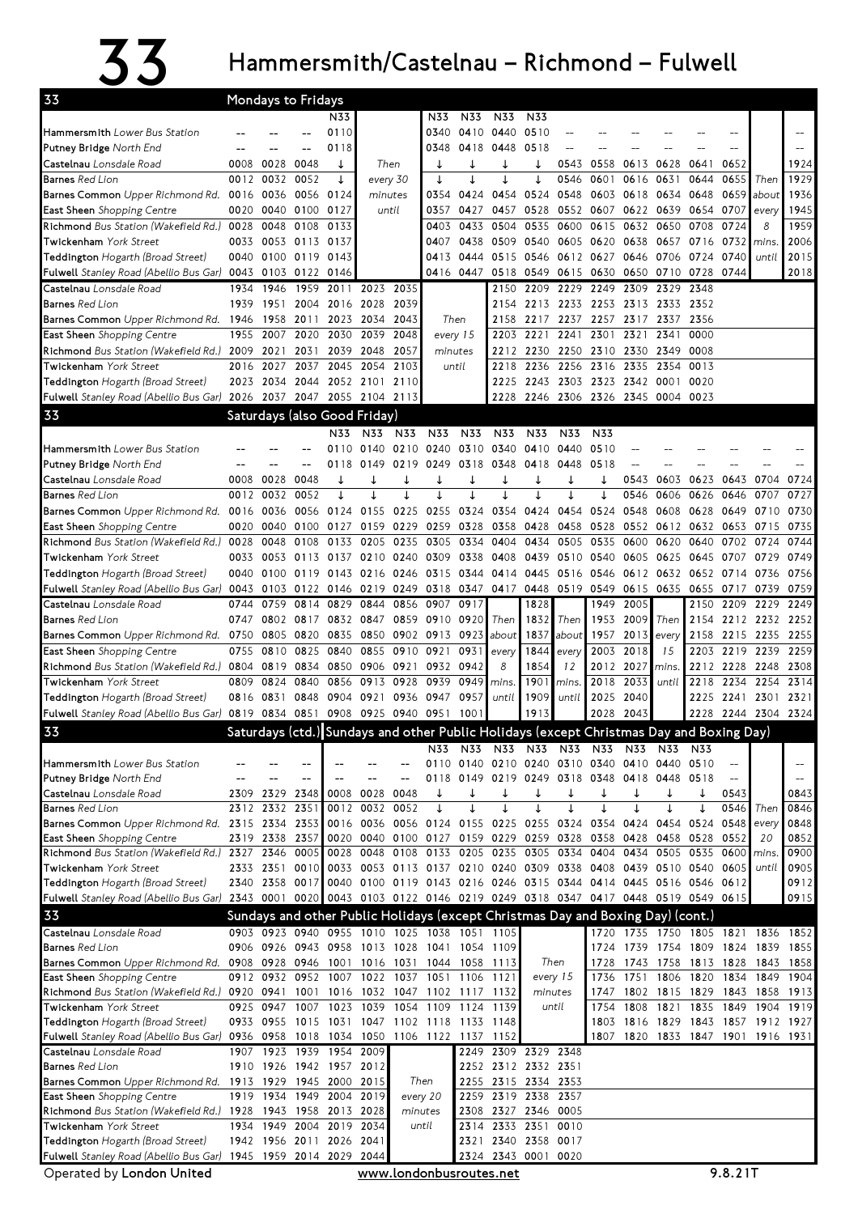# 33 Hammersmith/Castelnau – Richmond – Fulwell

## Mondays to Fridays

| 33 | | | | N33 | | N33 | N33 | N33 | N33 | | | | | | | | |
|---|---|---|---|---|---|---|---|---|---|---|---|---|---|---|---|---|---|
| **Hammersmith** *Lower Bus Station* | -- | -- | -- | 0110 | | 0340 | 0410 | 0440 | 0510 | -- | -- | -- | -- | -- | -- | | -- |
| **Putney Bridge** *North End* | -- | -- | -- | 0118 | | 0348 | 0418 | 0448 | 0518 | -- | -- | -- | -- | -- | -- | | -- |
| **Castelnau** *Lonsdale Road* | 0008 | 0028 | 0048 | ↓ | Then | ↓ | ↓ | ↓ | ↓ | 0543 | 0558 | 0613 | 0628 | 0641 | 0652 | | 1924 |
| **Barnes** *Red Lion* | 0012 | 0032 | 0052 | ↓ | every 30 | ↓ | ↓ | ↓ | ↓ | 0546 | 0601 | 0616 | 0631 | 0644 | 0655 | Then | 1929 |
| **Barnes Common** *Upper Richmond Rd.* | 0016 | 0036 | 0056 | 0124 | minutes | 0354 | 0424 | 0454 | 0524 | 0548 | 0603 | 0618 | 0634 | 0648 | 0659 | about | 1936 |
| **East Sheen** *Shopping Centre* | 0020 | 0040 | 0100 | 0127 | until | 0357 | 0427 | 0457 | 0528 | 0552 | 0607 | 0622 | 0639 | 0654 | 0707 | every | 1945 |
| **Richmond** *Bus Station (Wakefield Rd.)* | 0028 | 0048 | 0108 | 0133 | | 0403 | 0433 | 0504 | 0535 | 0600 | 0615 | 0632 | 0650 | 0708 | 0724 | 8 | 1959 |
| **Twickenham** *York Street* | 0033 | 0053 | 0113 | 0137 | | 0407 | 0438 | 0509 | 0540 | 0605 | 0620 | 0638 | 0657 | 0716 | 0732 | mins. | 2006 |
| **Teddington** *Hogarth (Broad Street)* | 0040 | 0100 | 0119 | 0143 | | 0413 | 0444 | 0515 | 0546 | 0612 | 0627 | 0646 | 0706 | 0724 | 0740 | until | 2015 |
| **Fulwell** *Stanley Road (Abellio Bus Gar)* | 0043 | 0103 | 0122 | 0146 | | 0416 | 0447 | 0518 | 0549 | 0615 | 0630 | 0650 | 0710 | 0728 | 0744 | | 2018 |

| | | | | | | | | | | | | | | |
|---|---|---|---|---|---|---|---|---|---|---|---|---|---|---|
| **Castelnau** *Lonsdale Road* | 1934 | 1946 | 1959 | 2011 | 2023 | 2035 | | 2150 | 2209 | 2229 | 2249 | 2309 | 2329 | 2348 |
| **Barnes** *Red Lion* | 1939 | 1951 | 2004 | 2016 | 2028 | 2039 | | 2154 | 2213 | 2233 | 2253 | 2313 | 2333 | 2352 |
| **Barnes Common** *Upper Richmond Rd.* | 1946 | 1958 | 2011 | 2023 | 2034 | 2043 | Then | 2158 | 2217 | 2237 | 2257 | 2317 | 2337 | 2356 |
| **East Sheen** *Shopping Centre* | 1955 | 2007 | 2020 | 2030 | 2039 | 2048 | every 15 | 2203 | 2221 | 2241 | 2301 | 2321 | 2341 | 0000 |
| **Richmond** *Bus Station (Wakefield Rd.)* | 2009 | 2021 | 2031 | 2039 | 2048 | 2057 | minutes | 2212 | 2230 | 2250 | 2310 | 2330 | 2349 | 0008 |
| **Twickenham** *York Street* | 2016 | 2027 | 2037 | 2045 | 2054 | 2103 | until | 2218 | 2236 | 2256 | 2316 | 2335 | 2354 | 0013 |
| **Teddington** *Hogarth (Broad Street)* | 2023 | 2034 | 2044 | 2052 | 2101 | 2110 | | 2225 | 2243 | 2303 | 2323 | 2342 | 0001 | 0020 |
| **Fulwell** *Stanley Road (Abellio Bus Gar)* | 2026 | 2037 | 2047 | 2055 | 2104 | 2113 | | 2228 | 2246 | 2306 | 2326 | 2345 | 0004 | 0023 |

## Saturdays (also Good Friday)

| 33 | | | | N33 | N33 | N33 | N33 | N33 | N33 | N33 | N33 | N33 | | | | | | |
|---|---|---|---|---|---|---|---|---|---|---|---|---|---|---|---|---|---|---|
| **Hammersmith** *Lower Bus Station* | -- | -- | -- | 0110 | 0140 | 0210 | 0240 | 0310 | 0340 | 0410 | 0440 | 0510 | -- | -- | -- | -- | -- | -- |
| **Putney Bridge** *North End* | -- | -- | -- | 0118 | 0149 | 0219 | 0249 | 0318 | 0348 | 0418 | 0448 | 0518 | -- | -- | -- | -- | -- | -- |
| **Castelnau** *Lonsdale Road* | 0008 | 0028 | 0048 | ↓ | ↓ | ↓ | ↓ | ↓ | ↓ | ↓ | ↓ | ↓ | 0543 | 0603 | 0623 | 0643 | 0704 | 0724 |
| **Barnes** *Red Lion* | 0012 | 0032 | 0052 | ↓ | ↓ | ↓ | ↓ | ↓ | ↓ | ↓ | ↓ | ↓ | 0546 | 0606 | 0626 | 0646 | 0707 | 0727 |
| **Barnes Common** *Upper Richmond Rd.* | 0016 | 0036 | 0056 | 0124 | 0155 | 0225 | 0255 | 0324 | 0354 | 0424 | 0454 | 0524 | 0548 | 0608 | 0628 | 0649 | 0710 | 0730 |
| **East Sheen** *Shopping Centre* | 0020 | 0040 | 0100 | 0127 | 0159 | 0229 | 0259 | 0328 | 0358 | 0428 | 0458 | 0528 | 0552 | 0612 | 0632 | 0653 | 0715 | 0735 |
| **Richmond** *Bus Station (Wakefield Rd.)* | 0028 | 0048 | 0108 | 0133 | 0205 | 0235 | 0305 | 0334 | 0404 | 0434 | 0505 | 0535 | 0600 | 0620 | 0640 | 0702 | 0724 | 0744 |
| **Twickenham** *York Street* | 0033 | 0053 | 0113 | 0137 | 0210 | 0240 | 0309 | 0338 | 0408 | 0439 | 0510 | 0540 | 0605 | 0625 | 0645 | 0707 | 0729 | 0749 |
| **Teddington** *Hogarth (Broad Street)* | 0040 | 0100 | 0119 | 0143 | 0216 | 0246 | 0315 | 0344 | 0414 | 0445 | 0516 | 0546 | 0612 | 0632 | 0652 | 0714 | 0736 | 0756 |
| **Fulwell** *Stanley Road (Abellio Bus Gar)* | 0043 | 0103 | 0122 | 0146 | 0219 | 0249 | 0318 | 0347 | 0417 | 0448 | 0519 | 0549 | 0615 | 0635 | 0655 | 0717 | 0739 | 0759 |

| | | | | | | | | | | | | | | | | | | |
|---|---|---|---|---|---|---|---|---|---|---|---|---|---|---|---|---|---|---|
| **Castelnau** *Lonsdale Road* | 0744 | 0759 | 0814 | 0829 | 0844 | 0856 | 0907 | 0917 | | 1828 | | 1949 | 2005 | | 2150 | 2209 | 2229 | 2249 |
| **Barnes** *Red Lion* | 0747 | 0802 | 0817 | 0832 | 0847 | 0859 | 0910 | 0920 | Then | 1832 | Then | 1953 | 2009 | Then | 2154 | 2212 | 2232 | 2252 |
| **Barnes Common** *Upper Richmond Rd.* | 0750 | 0805 | 0820 | 0835 | 0850 | 0902 | 0913 | 0923 | about | 1837 | about | 1957 | 2013 | every | 2158 | 2215 | 2235 | 2255 |
| **East Sheen** *Shopping Centre* | 0755 | 0810 | 0825 | 0840 | 0855 | 0910 | 0921 | 0931 | every | 1844 | every | 2003 | 2018 | 15 | 2203 | 2219 | 2239 | 2259 |
| **Richmond** *Bus Station (Wakefield Rd.)* | 0804 | 0819 | 0834 | 0850 | 0906 | 0921 | 0932 | 0942 | 8 | 1854 | 12 | 2012 | 2027 | mins. | 2212 | 2228 | 2248 | 2308 |
| **Twickenham** *York Street* | 0809 | 0824 | 0840 | 0856 | 0913 | 0928 | 0939 | 0949 | mins. | 1901 | mins. | 2018 | 2033 | until | 2218 | 2234 | 2254 | 2314 |
| **Teddington** *Hogarth (Broad Street)* | 0816 | 0831 | 0848 | 0904 | 0921 | 0936 | 0947 | 0957 | until | 1909 | until | 2025 | 2040 | | 2225 | 2241 | 2301 | 2321 |
| **Fulwell** *Stanley Road (Abellio Bus Gar)* | 0819 | 0834 | 0851 | 0908 | 0925 | 0940 | 0951 | 1001 | | 1913 | | 2028 | 2043 | | 2228 | 2244 | 2304 | 2324 |

## Saturdays (ctd.) | Sundays and other Public Holidays (except Christmas Day and Boxing Day)

| 33 | | | | | | | N33 | N33 | N33 | N33 | N33 | N33 | N33 | N33 | N33 | | | |
|---|---|---|---|---|---|---|---|---|---|---|---|---|---|---|---|---|---|---|
| **Hammersmith** *Lower Bus Station* | -- | -- | -- | -- | -- | -- | 0110 | 0140 | 0210 | 0240 | 0310 | 0340 | 0410 | 0440 | 0510 | -- | | -- |
| **Putney Bridge** *North End* | -- | -- | -- | -- | -- | -- | 0118 | 0149 | 0219 | 0249 | 0318 | 0348 | 0418 | 0448 | 0518 | -- | | -- |
| **Castelnau** *Lonsdale Road* | 2309 | 2329 | 2348 | 0008 | 0028 | 0048 | ↓ | ↓ | ↓ | ↓ | ↓ | ↓ | ↓ | ↓ | ↓ | 0543 | | 0843 |
| **Barnes** *Red Lion* | 2312 | 2332 | 2351 | 0012 | 0032 | 0052 | ↓ | ↓ | ↓ | ↓ | ↓ | ↓ | ↓ | ↓ | ↓ | 0546 | Then | 0846 |
| **Barnes Common** *Upper Richmond Rd.* | 2315 | 2334 | 2353 | 0016 | 0036 | 0056 | 0124 | 0155 | 0225 | 0255 | 0324 | 0354 | 0424 | 0454 | 0524 | 0548 | every | 0848 |
| **East Sheen** *Shopping Centre* | 2319 | 2338 | 2357 | 0020 | 0040 | 0100 | 0127 | 0159 | 0229 | 0259 | 0328 | 0358 | 0428 | 0458 | 0528 | 0552 | 20 | 0852 |
| **Richmond** *Bus Station (Wakefield Rd.)* | 2327 | 2346 | 0005 | 0028 | 0048 | 0108 | 0133 | 0205 | 0235 | 0305 | 0334 | 0404 | 0434 | 0505 | 0535 | 0600 | mins. | 0900 |
| **Twickenham** *York Street* | 2333 | 2351 | 0010 | 0033 | 0053 | 0113 | 0137 | 0210 | 0240 | 0309 | 0338 | 0408 | 0439 | 0510 | 0540 | 0605 | until | 0905 |
| **Teddington** *Hogarth (Broad Street)* | 2340 | 2358 | 0017 | 0040 | 0100 | 0119 | 0143 | 0216 | 0246 | 0315 | 0344 | 0414 | 0445 | 0516 | 0546 | 0612 | | 0912 |
| **Fulwell** *Stanley Road (Abellio Bus Gar)* | 2343 | 0001 | 0020 | 0043 | 0103 | 0122 | 0146 | 0219 | 0249 | 0318 | 0347 | 0417 | 0448 | 0519 | 0549 | 0615 | | 0915 |

## Sundays and other Public Holidays (except Christmas Day and Boxing Day) (cont.)

| 33 | | | | | | | | | | | | | | | | | |
|---|---|---|---|---|---|---|---|---|---|---|---|---|---|---|---|---|---|
| **Castelnau** *Lonsdale Road* | 0903 | 0923 | 0940 | 0955 | 1010 | 1025 | 1038 | 1051 | 1105 | | 1720 | 1735 | 1750 | 1805 | 1821 | 1836 | 1852 |
| **Barnes** *Red Lion* | 0906 | 0926 | 0943 | 0958 | 1013 | 1028 | 1041 | 1054 | 1109 | | 1724 | 1739 | 1754 | 1809 | 1824 | 1839 | 1855 |
| **Barnes Common** *Upper Richmond Rd.* | 0908 | 0928 | 0946 | 1001 | 1016 | 1031 | 1044 | 1058 | 1113 | Then | 1728 | 1743 | 1758 | 1813 | 1828 | 1843 | 1858 |
| **East Sheen** *Shopping Centre* | 0912 | 0932 | 0952 | 1007 | 1022 | 1037 | 1051 | 1106 | 1121 | every 15 | 1736 | 1751 | 1806 | 1820 | 1834 | 1849 | 1904 |
| **Richmond** *Bus Station (Wakefield Rd.)* | 0920 | 0941 | 1001 | 1016 | 1032 | 1047 | 1102 | 1117 | 1132 | minutes | 1747 | 1802 | 1815 | 1829 | 1843 | 1858 | 1913 |
| **Twickenham** *York Street* | 0925 | 0947 | 1007 | 1023 | 1039 | 1054 | 1109 | 1124 | 1139 | until | 1754 | 1808 | 1821 | 1835 | 1849 | 1904 | 1919 |
| **Teddington** *Hogarth (Broad Street)* | 0933 | 0955 | 1015 | 1031 | 1047 | 1102 | 1118 | 1133 | 1148 | | 1803 | 1816 | 1829 | 1843 | 1857 | 1912 | 1927 |
| **Fulwell** *Stanley Road (Abellio Bus Gar)* | 0936 | 0958 | 1018 | 1034 | 1050 | 1106 | 1122 | 1137 | 1152 | | 1807 | 1820 | 1833 | 1847 | 1901 | 1916 | 1931 |

| | | | | | | | | | | |
|---|---|---|---|---|---|---|---|---|---|---|
| **Castelnau** *Lonsdale Road* | 1907 | 1923 | 1939 | 1954 | 2009 | | 2249 | 2309 | 2329 | 2348 |
| **Barnes** *Red Lion* | 1910 | 1926 | 1942 | 1957 | 2012 | | 2252 | 2312 | 2332 | 2351 |
| **Barnes Common** *Upper Richmond Rd.* | 1913 | 1929 | 1945 | 2000 | 2015 | Then | 2255 | 2315 | 2334 | 2353 |
| **East Sheen** *Shopping Centre* | 1919 | 1934 | 1949 | 2004 | 2019 | every 20 | 2259 | 2319 | 2338 | 2357 |
| **Richmond** *Bus Station (Wakefield Rd.)* | 1928 | 1943 | 1958 | 2013 | 2028 | minutes | 2308 | 2327 | 2346 | 0005 |
| **Twickenham** *York Street* | 1934 | 1949 | 2004 | 2019 | 2034 | until | 2314 | 2333 | 2351 | 0010 |
| **Teddington** *Hogarth (Broad Street)* | 1942 | 1956 | 2011 | 2026 | 2041 | | 2321 | 2340 | 2358 | 0017 |
| **Fulwell** *Stanley Road (Abellio Bus Gar)* | 1945 | 1959 | 2014 | 2029 | 2044 | | 2324 | 2343 | 0001 | 0020 |

Operated by **London United** www.londonbusroutes.net 9.8.21T